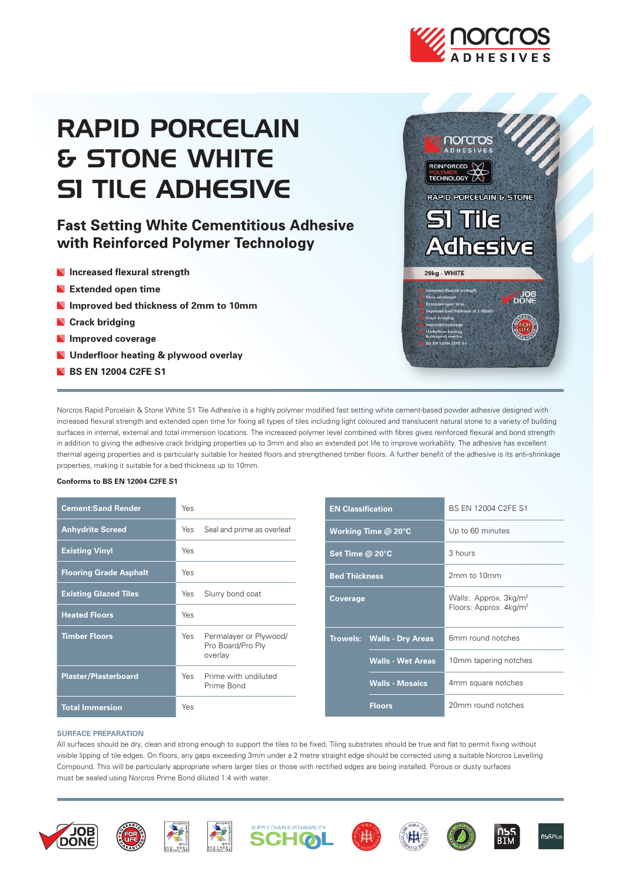# RAPID PORCELAIN & STONE WHITE S1 TILE ADHESIVE

## Fast Setting White Cementitious Adhesive with Reinforced Polymer Technology

- **Increased flexural strength**
- **Extended open time**
- **Improved bed thickness of 2mm to 10mm**
- **Crack bridging**
- **Improved coverage**
- **Underfloor heating & plywood overlay**
- **BS EN 12004 C2FE S1**

Norcros Rapid Porcelain & Stone White S1 Tile Adhesive is a highly polymer modified fast setting white cement-based powder adhesive designed with increased flexural strength and extended open time for fixing all types of tiles including light coloured and translucent natural stone to a variety of building surfaces in internal, external and total immersion locations. The increased polymer level combined with fibres gives reinforced flexural and bond strength in addition to giving the adhesive crack bridging properties up to 3mm and also an extended pot life to improve workability. The adhesive has excellent thermal ageing properties and is particularly suitable for heated floors and strengthened timber floors. A further benefit of the adhesive is its anti-shrinkage properties, making it suitable for a bed thickness up to 10mm.

**Conforms to BS EN 12004 C2FE S1**

| Substrate | Suitable | Notes |
|---|---|---|
| **Cement:Sand Render** | Yes | |
| **Anhydrite Screed** | Yes | Seal and prime as overleaf |
| **Existing Vinyl** | Yes | |
| **Flooring Grade Asphalt** | Yes | |
| **Existing Glazed Tiles** | Yes | Slurry bond coat |
| **Heated Floors** | Yes | |
| **Timber Floors** | Yes | Permalayer or Plywood/ Pro Board/Pro Ply overlay |
| **Plaster/Plasterboard** | Yes | Prime with undiluted Prime Bond |
| **Total Immersion** | Yes | |

| Property | | Value |
|---|---|---|
| **EN Classification** | | BS EN 12004 C2FE S1 |
| **Working Time @ 20°C** | | Up to 60 minutes |
| **Set Time @ 20°C** | | 3 hours |
| **Bed Thickness** | | 2mm to 10mm |
| **Coverage** | | Walls: Approx. 3kg/m$^2$ Floors: Approx. 4kg/m$^2$ |
| **Trowels:** | **Walls - Dry Areas** | 6mm round notches |
| | **Walls - Wet Areas** | 10mm tapering notches |
| | **Walls - Mosaics** | 4mm square notches |
| | **Floors** | 20mm round notches |

### SURFACE PREPARATION

All surfaces should be dry, clean and strong enough to support the tiles to be fixed. Tiling substrates should be true and flat to permit fixing without visible lipping of tile edges. On floors, any gaps exceeding 3mm under a 2 metre straight edge should be corrected using a suitable Norcros Levelling Compound. This will be particularly appropriate where larger tiles or those with rectified edges are being installed. Porous or dusty surfaces must be sealed using Norcros Prime Bond diluted 1:4 with water.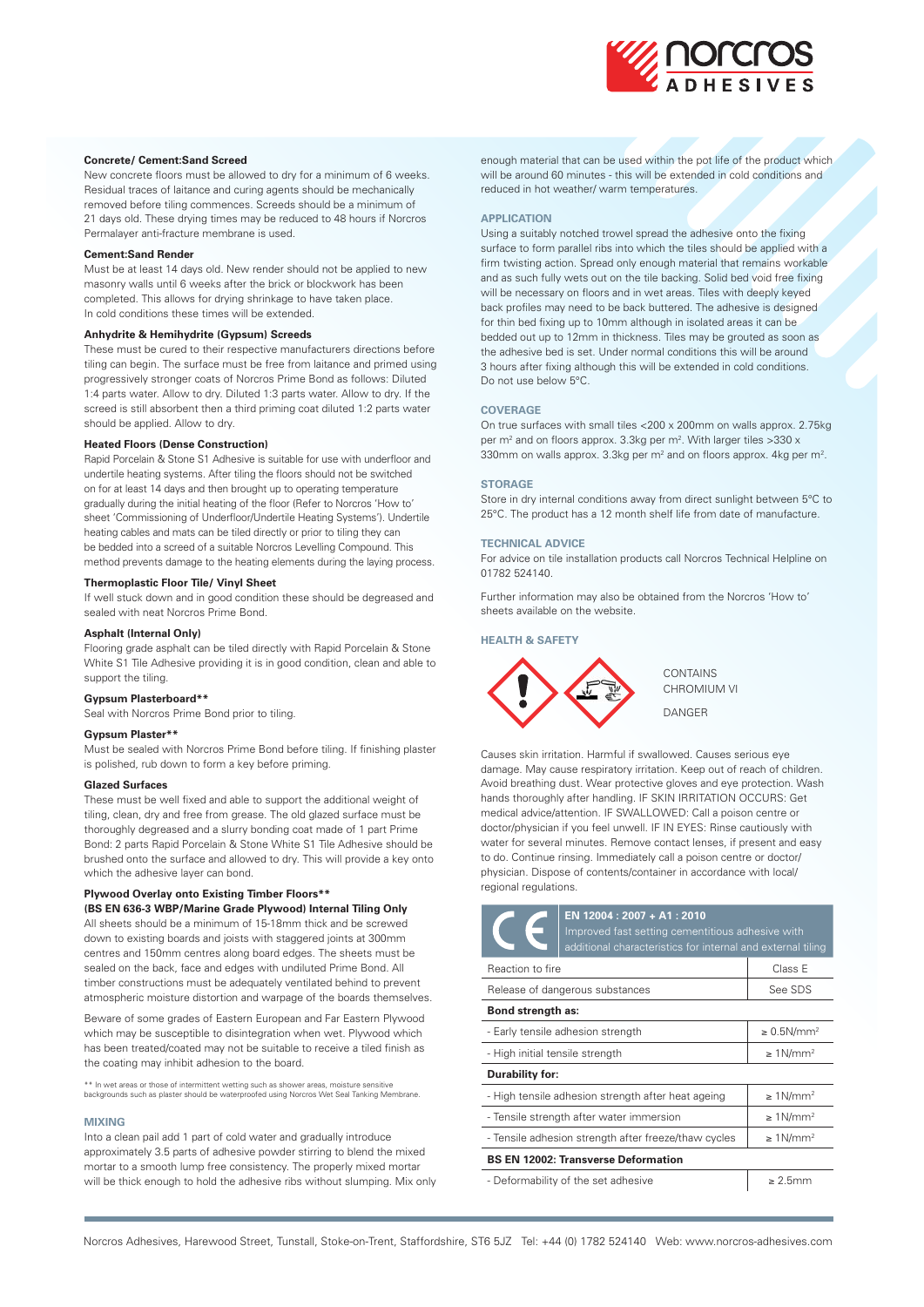### Concrete/ Cement:Sand Screed

New concrete floors must be allowed to dry for a minimum of 6 weeks. Residual traces of laitance and curing agents should be mechanically removed before tiling commences. Screeds should be a minimum of 21 days old. These drying times may be reduced to 48 hours if Norcros Permalayer anti-fracture membrane is used.

### Cement:Sand Render

Must be at least 14 days old. New render should not be applied to new masonry walls until 6 weeks after the brick or blockwork has been completed. This allows for drying shrinkage to have taken place. In cold conditions these times will be extended.

### Anhydrite & Hemihydrite (Gypsum) Screeds

These must be cured to their respective manufacturers directions before tiling can begin. The surface must be free from laitance and primed using progressively stronger coats of Norcros Prime Bond as follows: Diluted 1:4 parts water. Allow to dry. Diluted 1:3 parts water. Allow to dry. If the screed is still absorbent then a third priming coat diluted 1:2 parts water should be applied. Allow to dry.

### Heated Floors (Dense Construction)

Rapid Porcelain & Stone S1 Adhesive is suitable for use with underfloor and undertile heating systems. After tiling the floors should not be switched on for at least 14 days and then brought up to operating temperature gradually during the initial heating of the floor (Refer to Norcros 'How to' sheet 'Commissioning of Underfloor/Undertile Heating Systems'). Undertile heating cables and mats can be tiled directly or prior to tiling they can be bedded into a screed of a suitable Norcros Levelling Compound. This method prevents damage to the heating elements during the laying process.

### Thermoplastic Floor Tile/ Vinyl Sheet

If well stuck down and in good condition these should be degreased and sealed with neat Norcros Prime Bond.

### Asphalt (Internal Only)

Flooring grade asphalt can be tiled directly with Rapid Porcelain & Stone White S1 Tile Adhesive providing it is in good condition, clean and able to support the tiling.

### Gypsum Plasterboard**

Seal with Norcros Prime Bond prior to tiling.

### Gypsum Plaster**

Must be sealed with Norcros Prime Bond before tiling. If finishing plaster is polished, rub down to form a key before priming.

### Glazed Surfaces

These must be well fixed and able to support the additional weight of tiling, clean, dry and free from grease. The old glazed surface must be thoroughly degreased and a slurry bonding coat made of 1 part Prime Bond: 2 parts Rapid Porcelain & Stone White S1 Tile Adhesive should be brushed onto the surface and allowed to dry. This will provide a key onto which the adhesive layer can bond.

### Plywood Overlay onto Existing Timber Floors** (BS EN 636-3 WBP/Marine Grade Plywood) Internal Tiling Only

All sheets should be a minimum of 15-18mm thick and be screwed down to existing boards and joists with staggered joints at 300mm centres and 150mm centres along board edges. The sheets must be sealed on the back, face and edges with undiluted Prime Bond. All timber constructions must be adequately ventilated behind to prevent atmospheric moisture distortion and warpage of the boards themselves.

Beware of some grades of Eastern European and Far Eastern Plywood which may be susceptible to disintegration when wet. Plywood which has been treated/coated may not be suitable to receive a tiled finish as the coating may inhibit adhesion to the board.

** In wet areas or those of intermittent wetting such as shower areas, moisture sensitive backgrounds such as plaster should be waterproofed using Norcros Wet Seal Tanking Membrane.

## MIXING

Into a clean pail add 1 part of cold water and gradually introduce approximately 3.5 parts of adhesive powder stirring to blend the mixed mortar to a smooth lump free consistency. The properly mixed mortar will be thick enough to hold the adhesive ribs without slumping. Mix only enough material that can be used within the pot life of the product which will be around 60 minutes - this will be extended in cold conditions and reduced in hot weather/ warm temperatures.

## APPLICATION

Using a suitably notched trowel spread the adhesive onto the fixing surface to form parallel ribs into which the tiles should be applied with a firm twisting action. Spread only enough material that remains workable and as such fully wets out on the tile backing. Solid bed void free fixing will be necessary on floors and in wet areas. Tiles with deeply keyed back profiles may need to be back buttered. The adhesive is designed for thin bed fixing up to 10mm although in isolated areas it can be bedded out up to 12mm in thickness. Tiles may be grouted as soon as the adhesive bed is set. Under normal conditions this will be around 3 hours after fixing although this will be extended in cold conditions. Do not use below 5°C.

## COVERAGE

On true surfaces with small tiles <200 x 200mm on walls approx. 2.75kg per m² and on floors approx. 3.3kg per m². With larger tiles >330 x 330mm on walls approx. 3.3kg per m² and on floors approx. 4kg per m².

## STORAGE

Store in dry internal conditions away from direct sunlight between 5°C to 25°C. The product has a 12 month shelf life from date of manufacture.

## TECHNICAL ADVICE

For advice on tile installation products call Norcros Technical Helpline on 01782 524140.

Further information may also be obtained from the Norcros 'How to' sheets available on the website.

## HEALTH & SAFETY

CONTAINS CHROMIUM VI

DANGER

Causes skin irritation. Harmful if swallowed. Causes serious eye damage. May cause respiratory irritation. Keep out of reach of children. Avoid breathing dust. Wear protective gloves and eye protection. Wash hands thoroughly after handling. IF SKIN IRRITATION OCCURS: Get medical advice/attention. IF SWALLOWED: Call a poison centre or doctor/physician if you feel unwell. IF IN EYES: Rinse cautiously with water for several minutes. Remove contact lenses, if present and easy to do. Continue rinsing. Immediately call a poison centre or doctor/physician. Dispose of contents/container in accordance with local/ regional regulations.

| CE | EN 12004 : 2007 + A1 : 2010 Improved fast setting cementitious adhesive with additional characteristics for internal and external tiling |
|---|---|
| Reaction to fire | Class E |
| Release of dangerous substances | See SDS |
| **Bond strength as:** | |
| - Early tensile adhesion strength | ≥ 0.5N/mm² |
| - High initial tensile strength | ≥ 1N/mm² |
| **Durability for:** | |
| - High tensile adhesion strength after heat ageing | ≥ 1N/mm² |
| - Tensile strength after water immersion | ≥ 1N/mm² |
| - Tensile adhesion strength after freeze/thaw cycles | ≥ 1N/mm² |
| **BS EN 12002: Transverse Deformation** | |
| - Deformability of the set adhesive | ≥ 2.5mm |

Norcros Adhesives, Harewood Street, Tunstall, Stoke-on-Trent, Staffordshire, ST6 5JZ Tel: +44 (0) 1782 524140 Web: www.norcros-adhesives.com